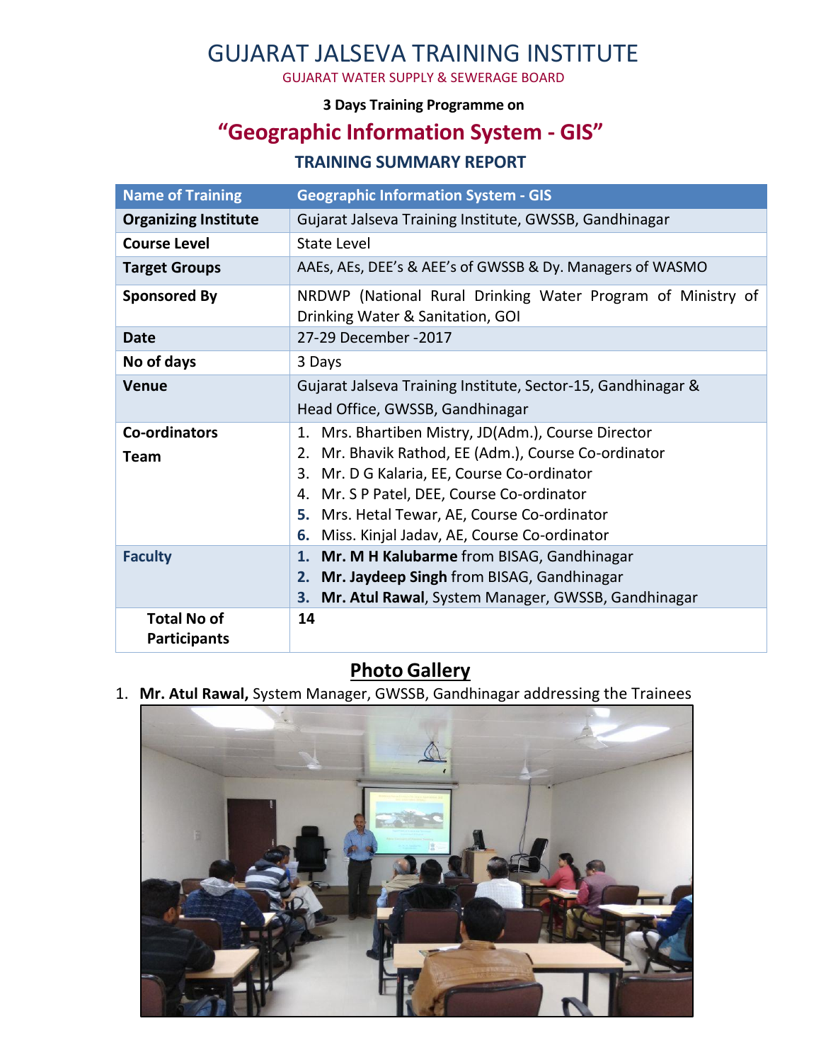# GUJARAT JALSEVA TRAINING INSTITUTE

GUJARAT WATER SUPPLY & SEWERAGE BOARD

**3 Days Training Programme on**

## "Geographic Information System - GIS"

### TRAINING SUMMARY REPORT

| Name of Training | Geographic Information System - GIS |
|---|---|
| **Organizing Institute** | Gujarat Jalseva Training Institute, GWSSB, Gandhinagar |
| **Course Level** | State Level |
| **Target Groups** | AAEs, AEs, DEE's & AEE's of GWSSB & Dy. Managers of WASMO |
| **Sponsored By** | NRDWP (National Rural Drinking Water Program of Ministry of Drinking Water & Sanitation, GOI |
| **Date** | 27-29 December -2017 |
| **No of days** | 3 Days |
| **Venue** | Gujarat Jalseva Training Institute, Sector-15, Gandhinagar & Head Office, GWSSB, Gandhinagar |
| **Co-ordinators Team** | 1. Mrs. Bhartiben Mistry, JD(Adm.), Course Director<br>2. Mr. Bhavik Rathod, EE (Adm.), Course Co-ordinator<br>3. Mr. D G Kalaria, EE, Course Co-ordinator<br>4. Mr. S P Patel, DEE, Course Co-ordinator<br>5. Mrs. Hetal Tewar, AE, Course Co-ordinator<br>6. Miss. Kinjal Jadav, AE, Course Co-ordinator |
| **Faculty** | 1. **Mr. M H Kalubarme** from BISAG, Gandhinagar<br>2. **Mr. Jaydeep Singh** from BISAG, Gandhinagar<br>3. **Mr. Atul Rawal**, System Manager, GWSSB, Gandhinagar |
| **Total No of Participants** | **14** |

## Photo Gallery

1. **Mr. Atul Rawal,** System Manager, GWSSB, Gandhinagar addressing the Trainees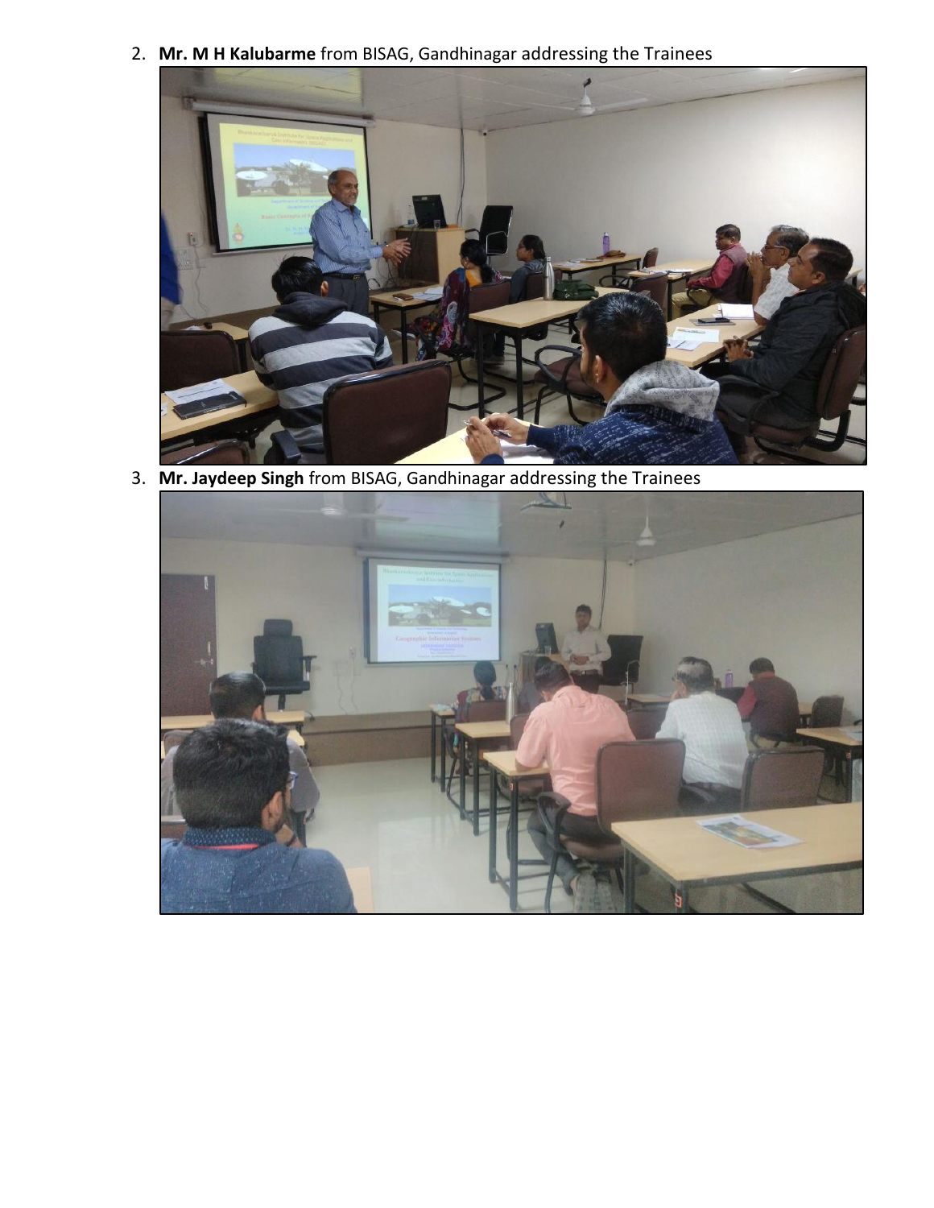2. **Mr. M H Kalubarme** from BISAG, Gandhinagar addressing the Trainees

3. **Mr. Jaydeep Singh** from BISAG, Gandhinagar addressing the Trainees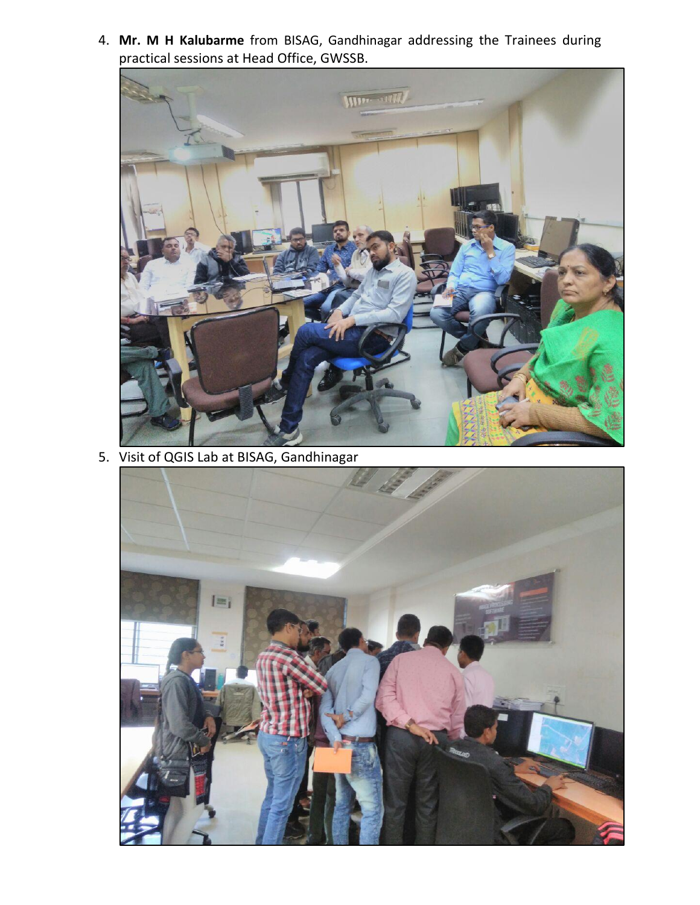4. **Mr. M H Kalubarme** from BISAG, Gandhinagar addressing the Trainees during practical sessions at Head Office, GWSSB.

5. Visit of QGIS Lab at BISAG, Gandhinagar